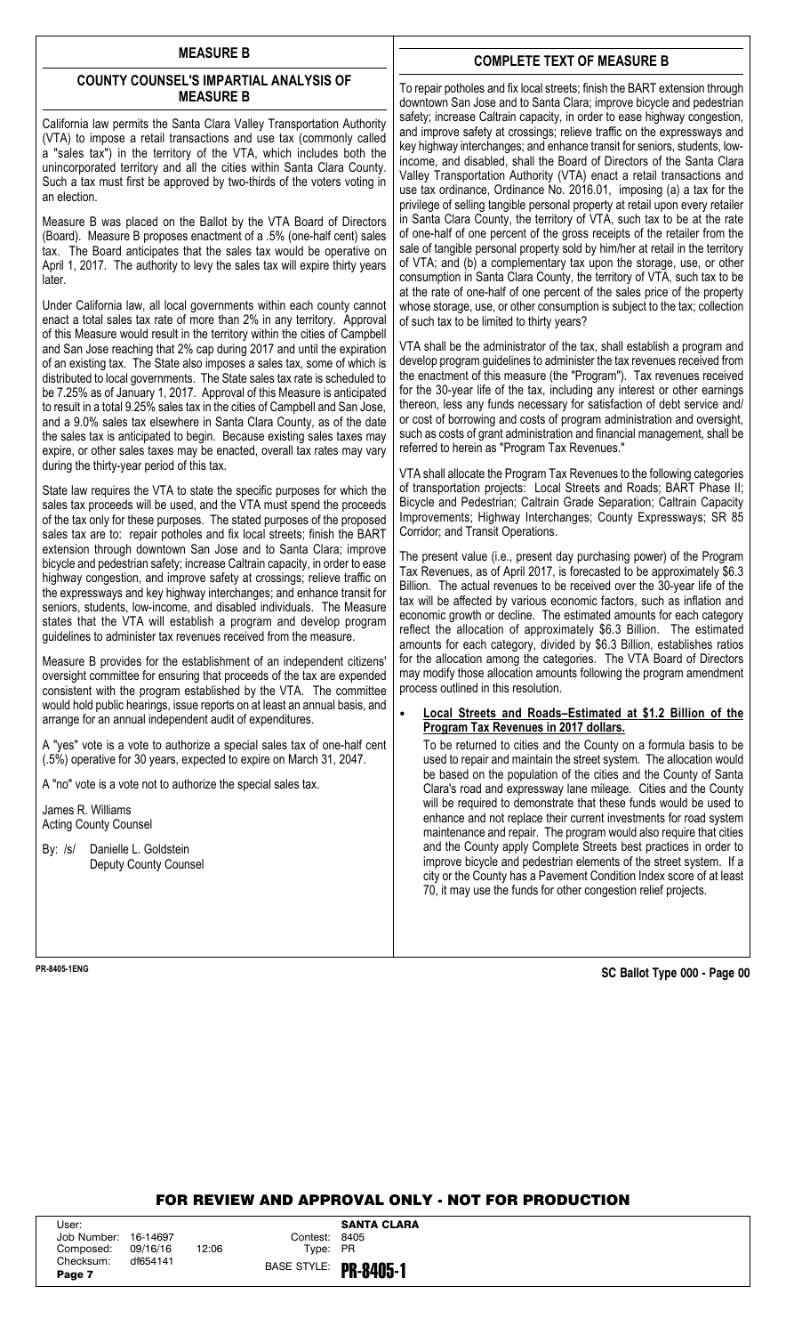## MEASURE B

### COUNTY COUNSEL'S IMPARTIAL ANALYSIS OF MEASURE B

California law permits the Santa Clara Valley Transportation Authority (VTA) to impose a retail transactions and use tax (commonly called a "sales tax") in the territory of the VTA, which includes both the unincorporated territory and all the cities within Santa Clara County. Such a tax must first be approved by two-thirds of the voters voting in an election.

Measure B was placed on the Ballot by the VTA Board of Directors (Board). Measure B proposes enactment of a .5% (one-half cent) sales tax. The Board anticipates that the sales tax would be operative on April 1, 2017. The authority to levy the sales tax will expire thirty years later.

Under California law, all local governments within each county cannot enact a total sales tax rate of more than 2% in any territory. Approval of this Measure would result in the territory within the cities of Campbell and San Jose reaching that 2% cap during 2017 and until the expiration of an existing tax. The State also imposes a sales tax, some of which is distributed to local governments. The State sales tax rate is scheduled to be 7.25% as of January 1, 2017. Approval of this Measure is anticipated to result in a total 9.25% sales tax in the cities of Campbell and San Jose, and a 9.0% sales tax elsewhere in Santa Clara County, as of the date the sales tax is anticipated to begin. Because existing sales taxes may expire, or other sales taxes may be enacted, overall tax rates may vary during the thirty-year period of this tax.

State law requires the VTA to state the specific purposes for which the sales tax proceeds will be used, and the VTA must spend the proceeds of the tax only for these purposes. The stated purposes of the proposed sales tax are to: repair potholes and fix local streets; finish the BART extension through downtown San Jose and to Santa Clara; improve bicycle and pedestrian safety; increase Caltrain capacity, in order to ease highway congestion, and improve safety at crossings; relieve traffic on the expressways and key highway interchanges; and enhance transit for seniors, students, low-income, and disabled individuals. The Measure states that the VTA will establish a program and develop program guidelines to administer tax revenues received from the measure.

Measure B provides for the establishment of an independent citizens' oversight committee for ensuring that proceeds of the tax are expended consistent with the program established by the VTA. The committee would hold public hearings, issue reports on at least an annual basis, and arrange for an annual independent audit of expenditures.

A "yes" vote is a vote to authorize a special sales tax of one-half cent (.5%) operative for 30 years, expected to expire on March 31, 2047.

A "no" vote is a vote not to authorize the special sales tax.

James R. Williams
Acting County Counsel

By: /s/ Danielle L. Goldstein
Deputy County Counsel

### COMPLETE TEXT OF MEASURE B

To repair potholes and fix local streets; finish the BART extension through downtown San Jose and to Santa Clara; improve bicycle and pedestrian safety; increase Caltrain capacity, in order to ease highway congestion, and improve safety at crossings; relieve traffic on the expressways and key highway interchanges; and enhance transit for seniors, students, low-income, and disabled, shall the Board of Directors of the Santa Clara Valley Transportation Authority (VTA) enact a retail transactions and use tax ordinance, Ordinance No. 2016.01, imposing (a) a tax for the privilege of selling tangible personal property at retail upon every retailer in Santa Clara County, the territory of VTA, such tax to be at the rate of one-half of one percent of the gross receipts of the retailer from the sale of tangible personal property sold by him/her at retail in the territory of VTA; and (b) a complementary tax upon the storage, use, or other consumption in Santa Clara County, the territory of VTA, such tax to be at the rate of one-half of one percent of the sales price of the property whose storage, use, or other consumption is subject to the tax; collection of such tax to be limited to thirty years?

VTA shall be the administrator of the tax, shall establish a program and develop program guidelines to administer the tax revenues received from the enactment of this measure (the "Program"). Tax revenues received for the 30-year life of the tax, including any interest or other earnings thereon, less any funds necessary for satisfaction of debt service and/or cost of borrowing and costs of program administration and oversight, such as costs of grant administration and financial management, shall be referred to herein as "Program Tax Revenues."

VTA shall allocate the Program Tax Revenues to the following categories of transportation projects: Local Streets and Roads; BART Phase II; Bicycle and Pedestrian; Caltrain Grade Separation; Caltrain Capacity Improvements; Highway Interchanges; County Expressways; SR 85 Corridor; and Transit Operations.

The present value (i.e., present day purchasing power) of the Program Tax Revenues, as of April 2017, is forecasted to be approximately $6.3 Billion. The actual revenues to be received over the 30-year life of the tax will be affected by various economic factors, such as inflation and economic growth or decline. The estimated amounts for each category reflect the allocation of approximately $6.3 Billion. The estimated amounts for each category, divided by $6.3 Billion, establishes ratios for the allocation among the categories. The VTA Board of Directors may modify those allocation amounts following the program amendment process outlined in this resolution.

- **<u>Local Streets and Roads–Estimated at $1.2 Billion of the Program Tax Revenues in 2017 dollars.</u>**

  To be returned to cities and the County on a formula basis to be used to repair and maintain the street system. The allocation would be based on the population of the cities and the County of Santa Clara's road and expressway lane mileage. Cities and the County will be required to demonstrate that these funds would be used to enhance and not replace their current investments for road system maintenance and repair. The program would also require that cities and the County apply Complete Streets best practices in order to improve bicycle and pedestrian elements of the street system. If a city or the County has a Pavement Condition Index score of at least 70, it may use the funds for other congestion relief projects.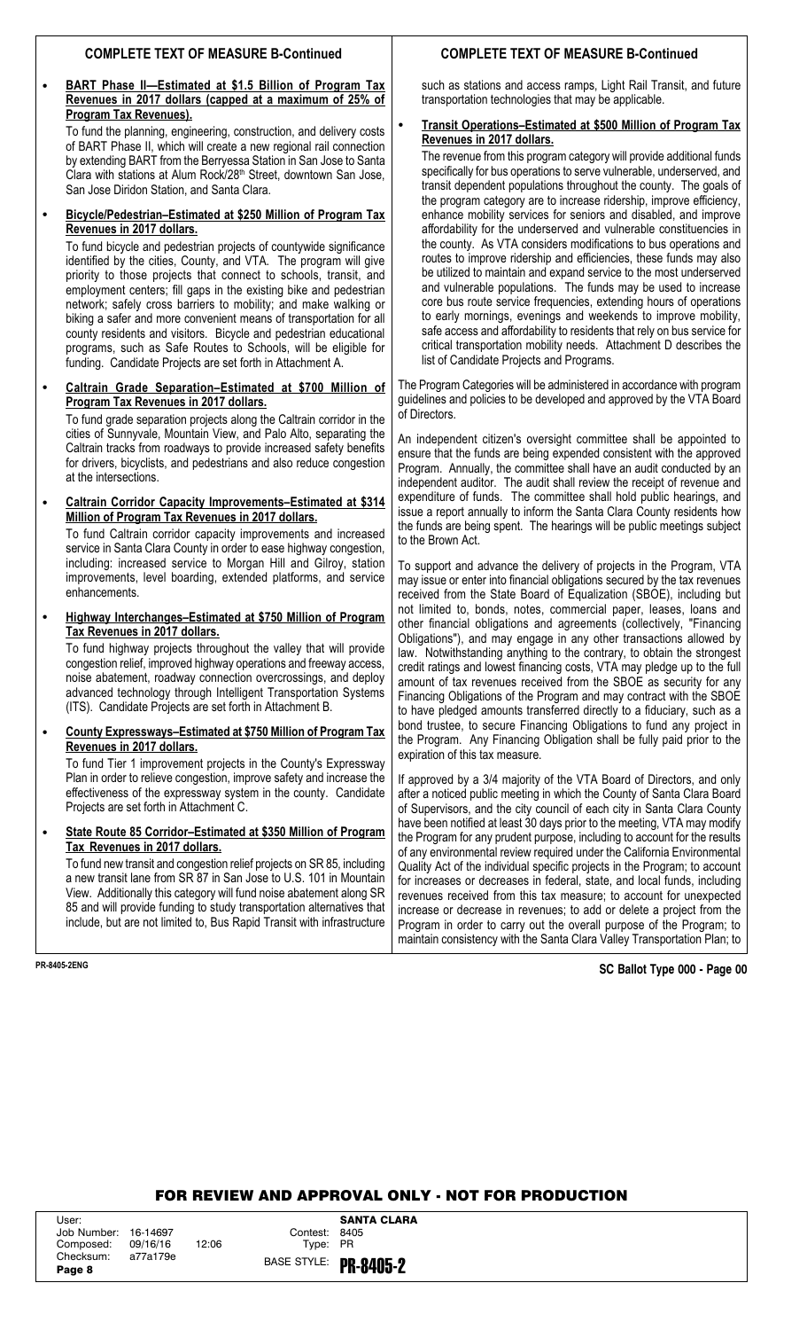## COMPLETE TEXT OF MEASURE B-Continued

- **BART Phase II—Estimated at $1.5 Billion of Program Tax Revenues in 2017 dollars (capped at a maximum of 25% of Program Tax Revenues).**

  To fund the planning, engineering, construction, and delivery costs of BART Phase II, which will create a new regional rail connection by extending BART from the Berryessa Station in San Jose to Santa Clara with stations at Alum Rock/28th Street, downtown San Jose, San Jose Diridon Station, and Santa Clara.

- **Bicycle/Pedestrian–Estimated at $250 Million of Program Tax Revenues in 2017 dollars.**

  To fund bicycle and pedestrian projects of countywide significance identified by the cities, County, and VTA. The program will give priority to those projects that connect to schools, transit, and employment centers; fill gaps in the existing bike and pedestrian network; safely cross barriers to mobility; and make walking or biking a safer and more convenient means of transportation for all county residents and visitors. Bicycle and pedestrian educational programs, such as Safe Routes to Schools, will be eligible for funding. Candidate Projects are set forth in Attachment A.

- **Caltrain Grade Separation–Estimated at $700 Million of Program Tax Revenues in 2017 dollars.**

  To fund grade separation projects along the Caltrain corridor in the cities of Sunnyvale, Mountain View, and Palo Alto, separating the Caltrain tracks from roadways to provide increased safety benefits for drivers, bicyclists, and pedestrians and also reduce congestion at the intersections.

- **Caltrain Corridor Capacity Improvements–Estimated at $314 Million of Program Tax Revenues in 2017 dollars.**

  To fund Caltrain corridor capacity improvements and increased service in Santa Clara County in order to ease highway congestion, including: increased service to Morgan Hill and Gilroy, station improvements, level boarding, extended platforms, and service enhancements.

- **Highway Interchanges–Estimated at $750 Million of Program Tax Revenues in 2017 dollars.**

  To fund highway projects throughout the valley that will provide congestion relief, improved highway operations and freeway access, noise abatement, roadway connection overcrossings, and deploy advanced technology through Intelligent Transportation Systems (ITS). Candidate Projects are set forth in Attachment B.

- **County Expressways–Estimated at $750 Million of Program Tax Revenues in 2017 dollars.**

  To fund Tier 1 improvement projects in the County's Expressway Plan in order to relieve congestion, improve safety and increase the effectiveness of the expressway system in the county. Candidate Projects are set forth in Attachment C.

- **State Route 85 Corridor–Estimated at $350 Million of Program Tax Revenues in 2017 dollars.**

  To fund new transit and congestion relief projects on SR 85, including a new transit lane from SR 87 in San Jose to U.S. 101 in Mountain View. Additionally this category will fund noise abatement along SR 85 and will provide funding to study transportation alternatives that include, but are not limited to, Bus Rapid Transit with infrastructure such as stations and access ramps, Light Rail Transit, and future transportation technologies that may be applicable.

- **Transit Operations–Estimated at $500 Million of Program Tax Revenues in 2017 dollars.**

  The revenue from this program category will provide additional funds specifically for bus operations to serve vulnerable, underserved, and transit dependent populations throughout the county. The goals of the program category are to increase ridership, improve efficiency, enhance mobility services for seniors and disabled, and improve affordability for the underserved and vulnerable constituencies in the county. As VTA considers modifications to bus operations and routes to improve ridership and efficiencies, these funds may also be utilized to maintain and expand service to the most underserved and vulnerable populations. The funds may be used to increase core bus route service frequencies, extending hours of operations to early mornings, evenings and weekends to improve mobility, safe access and affordability to residents that rely on bus service for critical transportation mobility needs. Attachment D describes the list of Candidate Projects and Programs.

The Program Categories will be administered in accordance with program guidelines and policies to be developed and approved by the VTA Board of Directors.

An independent citizen's oversight committee shall be appointed to ensure that the funds are being expended consistent with the approved Program. Annually, the committee shall have an audit conducted by an independent auditor. The audit shall review the receipt of revenue and expenditure of funds. The committee shall hold public hearings, and issue a report annually to inform the Santa Clara County residents how the funds are being spent. The hearings will be public meetings subject to the Brown Act.

To support and advance the delivery of projects in the Program, VTA may issue or enter into financial obligations secured by the tax revenues received from the State Board of Equalization (SBOE), including but not limited to, bonds, notes, commercial paper, leases, loans and other financial obligations and agreements (collectively, "Financing Obligations"), and may engage in any other transactions allowed by law. Notwithstanding anything to the contrary, to obtain the strongest credit ratings and lowest financing costs, VTA may pledge up to the full amount of tax revenues received from the SBOE as security for any Financing Obligations of the Program and may contract with the SBOE to have pledged amounts transferred directly to a fiduciary, such as a bond trustee, to secure Financing Obligations to fund any project in the Program. Any Financing Obligation shall be fully paid prior to the expiration of this tax measure.

If approved by a 3/4 majority of the VTA Board of Directors, and only after a noticed public meeting in which the County of Santa Clara Board of Supervisors, and the city council of each city in Santa Clara County have been notified at least 30 days prior to the meeting, VTA may modify the Program for any prudent purpose, including to account for the results of any environmental review required under the California Environmental Quality Act of the individual specific projects in the Program; to account for increases or decreases in federal, state, and local funds, including revenues received from this tax measure; to account for unexpected increase or decrease in revenues; to add or delete a project from the Program in order to carry out the overall purpose of the Program; to maintain consistency with the Santa Clara Valley Transportation Plan; to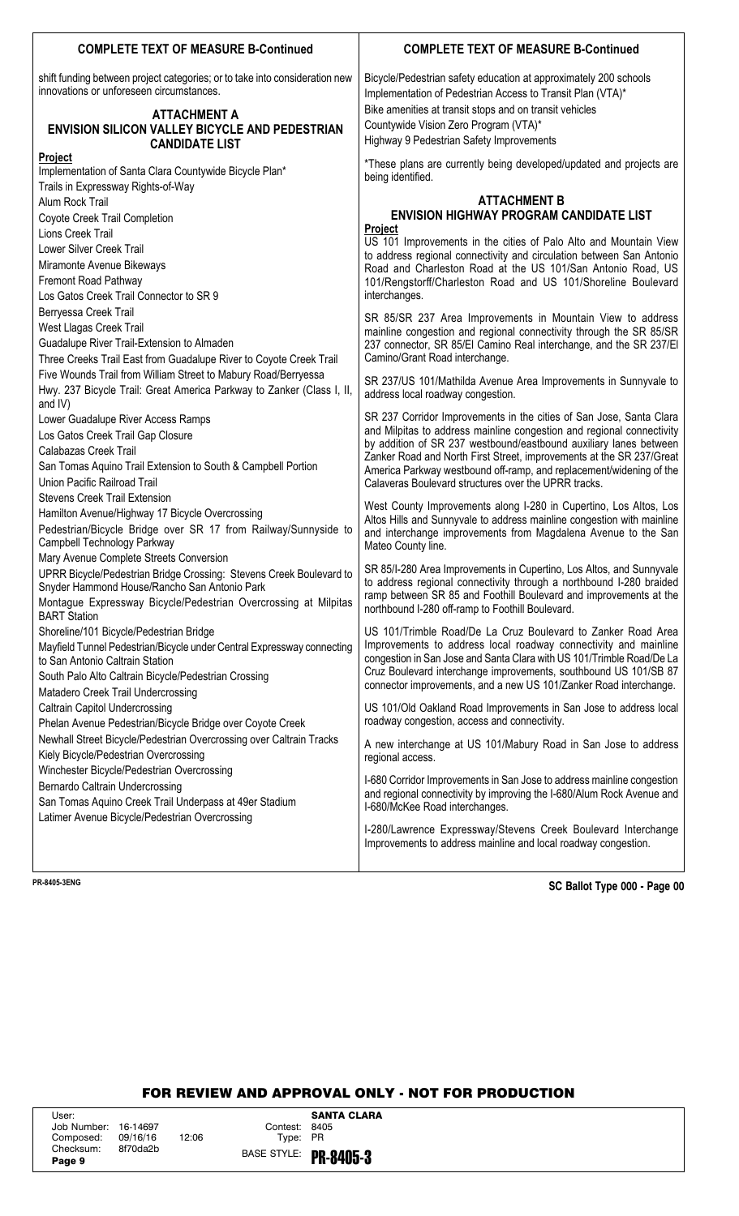## COMPLETE TEXT OF MEASURE B-Continued

shift funding between project categories; or to take into consideration new innovations or unforeseen circumstances.

### ATTACHMENT A
### ENVISION SILICON VALLEY BICYCLE AND PEDESTRIAN CANDIDATE LIST

**Project**

Implementation of Santa Clara Countywide Bicycle Plan*
Trails in Expressway Rights-of-Way
Alum Rock Trail
Coyote Creek Trail Completion
Lions Creek Trail
Lower Silver Creek Trail
Miramonte Avenue Bikeways
Fremont Road Pathway
Los Gatos Creek Trail Connector to SR 9
Berryessa Creek Trail
West Llagas Creek Trail
Guadalupe River Trail-Extension to Almaden
Three Creeks Trail East from Guadalupe River to Coyote Creek Trail
Five Wounds Trail from William Street to Mabury Road/Berryessa
Hwy. 237 Bicycle Trail: Great America Parkway to Zanker (Class I, II, and IV)
Lower Guadalupe River Access Ramps
Los Gatos Creek Trail Gap Closure
Calabazas Creek Trail
San Tomas Aquino Trail Extension to South & Campbell Portion
Union Pacific Railroad Trail
Stevens Creek Trail Extension
Hamilton Avenue/Highway 17 Bicycle Overcrossing
Pedestrian/Bicycle Bridge over SR 17 from Railway/Sunnyside to Campbell Technology Parkway
Mary Avenue Complete Streets Conversion
UPRR Bicycle/Pedestrian Bridge Crossing: Stevens Creek Boulevard to Snyder Hammond House/Rancho San Antonio Park
Montague Expressway Bicycle/Pedestrian Overcrossing at Milpitas BART Station
Shoreline/101 Bicycle/Pedestrian Bridge
Mayfield Tunnel Pedestrian/Bicycle under Central Expressway connecting to San Antonio Caltrain Station
South Palo Alto Caltrain Bicycle/Pedestrian Crossing
Matadero Creek Trail Undercrossing
Caltrain Capitol Undercrossing
Phelan Avenue Pedestrian/Bicycle Bridge over Coyote Creek
Newhall Street Bicycle/Pedestrian Overcrossing over Caltrain Tracks
Kiely Bicycle/Pedestrian Overcrossing
Winchester Bicycle/Pedestrian Overcrossing
Bernardo Caltrain Undercrossing
San Tomas Aquino Creek Trail Underpass at 49er Stadium
Latimer Avenue Bicycle/Pedestrian Overcrossing
Bicycle/Pedestrian safety education at approximately 200 schools
Implementation of Pedestrian Access to Transit Plan (VTA)*
Bike amenities at transit stops and on transit vehicles
Countywide Vision Zero Program (VTA)*
Highway 9 Pedestrian Safety Improvements

*These plans are currently being developed/updated and projects are being identified.

### ATTACHMENT B
### ENVISION HIGHWAY PROGRAM CANDIDATE LIST

**Project**

US 101 Improvements in the cities of Palo Alto and Mountain View to address regional connectivity and circulation between San Antonio Road and Charleston Road at the US 101/San Antonio Road, US 101/Rengstorff/Charleston Road and US 101/Shoreline Boulevard interchanges.

SR 85/SR 237 Area Improvements in Mountain View to address mainline congestion and regional connectivity through the SR 85/SR 237 connector, SR 85/El Camino Real interchange, and the SR 237/El Camino/Grant Road interchange.

SR 237/US 101/Mathilda Avenue Area Improvements in Sunnyvale to address local roadway congestion.

SR 237 Corridor Improvements in the cities of San Jose, Santa Clara and Milpitas to address mainline congestion and regional connectivity by addition of SR 237 westbound/eastbound auxiliary lanes between Zanker Road and North First Street, improvements at the SR 237/Great America Parkway westbound off-ramp, and replacement/widening of the Calaveras Boulevard structures over the UPRR tracks.

West County Improvements along I-280 in Cupertino, Los Altos, Los Altos Hills and Sunnyvale to address mainline congestion with mainline and interchange improvements from Magdalena Avenue to the San Mateo County line.

SR 85/I-280 Area Improvements in Cupertino, Los Altos, and Sunnyvale to address regional connectivity through a northbound I-280 braided ramp between SR 85 and Foothill Boulevard and improvements at the northbound I-280 off-ramp to Foothill Boulevard.

US 101/Trimble Road/De La Cruz Boulevard to Zanker Road Area Improvements to address local roadway connectivity and mainline congestion in San Jose and Santa Clara with US 101/Trimble Road/De La Cruz Boulevard interchange improvements, southbound US 101/SB 87 connector improvements, and a new US 101/Zanker Road interchange.

US 101/Old Oakland Road Improvements in San Jose to address local roadway congestion, access and connectivity.

A new interchange at US 101/Mabury Road in San Jose to address regional access.

I-680 Corridor Improvements in San Jose to address mainline congestion and regional connectivity by improving the I-680/Alum Rock Avenue and I-680/McKee Road interchanges.

I-280/Lawrence Expressway/Stevens Creek Boulevard Interchange Improvements to address mainline and local roadway congestion.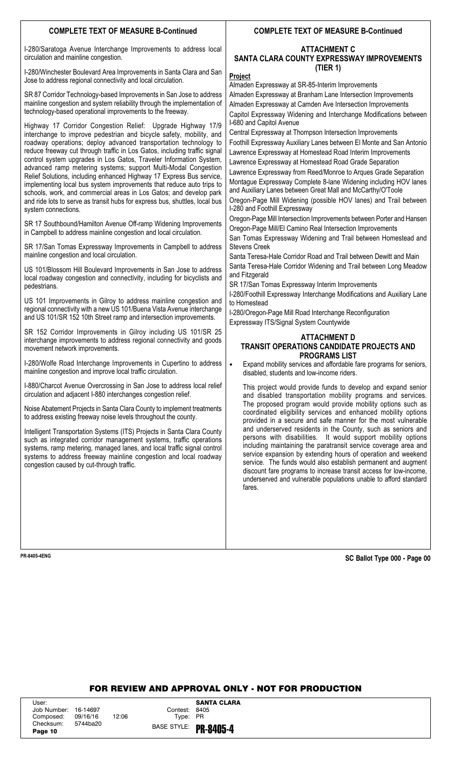## COMPLETE TEXT OF MEASURE B-Continued

I-280/Saratoga Avenue Interchange Improvements to address local circulation and mainline congestion.

I-280/Winchester Boulevard Area Improvements in Santa Clara and San Jose to address regional connectivity and local circulation.

SR 87 Corridor Technology-based Improvements in San Jose to address mainline congestion and system reliability through the implementation of technology-based operational improvements to the freeway.

Highway 17 Corridor Congestion Relief: Upgrade Highway 17/9 interchange to improve pedestrian and bicycle safety, mobility, and roadway operations; deploy advanced transportation technology to reduce freeway cut through traffic in Los Gatos, including traffic signal control system upgrades in Los Gatos, Traveler Information System, advanced ramp metering systems; support Multi-Modal Congestion Relief Solutions, including enhanced Highway 17 Express Bus service, implementing local bus system improvements that reduce auto trips to schools, work, and commercial areas in Los Gatos; and develop park and ride lots to serve as transit hubs for express bus, shuttles, local bus system connections.

SR 17 Southbound/Hamilton Avenue Off-ramp Widening Improvements in Campbell to address mainline congestion and local circulation.

SR 17/San Tomas Expressway Improvements in Campbell to address mainline congestion and local circulation.

US 101/Blossom Hill Boulevard Improvements in San Jose to address local roadway congestion and connectivity, including for bicyclists and pedestrians.

US 101 Improvements in Gilroy to address mainline congestion and regional connectivity with a new US 101/Buena Vista Avenue interchange and US 101/SR 152 10th Street ramp and intersection improvements.

SR 152 Corridor Improvements in Gilroy including US 101/SR 25 interchange improvements to address regional connectivity and goods movement network improvements.

I-280/Wolfe Road Interchange Improvements in Cupertino to address mainline congestion and improve local traffic circulation.

I-880/Charcot Avenue Overcrossing in San Jose to address local relief circulation and adjacent I-880 interchanges congestion relief.

Noise Abatement Projects in Santa Clara County to implement treatments to address existing freeway noise levels throughout the county.

Intelligent Transportation Systems (ITS) Projects in Santa Clara County such as integrated corridor management systems, traffic operations systems, ramp metering, managed lanes, and local traffic signal control systems to address freeway mainline congestion and local roadway congestion caused by cut-through traffic.

### ATTACHMENT C
### SANTA CLARA COUNTY EXPRESSWAY IMPROVEMENTS (TIER 1)

**Project**

Almaden Expressway at SR-85-Interim Improvements

Almaden Expressway at Branham Lane Intersection Improvements

Almaden Expressway at Camden Ave Intersection Improvements

Capitol Expressway Widening and Interchange Modifications between I-680 and Capitol Avenue

Central Expressway at Thompson Intersection Improvements

Foothill Expressway Auxiliary Lanes between El Monte and San Antonio

Lawrence Expressway at Homestead Road Interim Improvements

Lawrence Expressway at Homestead Road Grade Separation

Lawrence Expressway from Reed/Monroe to Arques Grade Separation

Montague Expressway Complete 8-lane Widening including HOV lanes and Auxiliary Lanes between Great Mall and McCarthy/O'Toole

Oregon-Page Mill Widening (possible HOV lanes) and Trail between I-280 and Foothill Expressway

Oregon-Page Mill Intersection Improvements between Porter and Hansen

Oregon-Page Mill/El Camino Real Intersection Improvements

San Tomas Expressway Widening and Trail between Homestead and Stevens Creek

Santa Teresa-Hale Corridor Road and Trail between Dewitt and Main

Santa Teresa-Hale Corridor Widening and Trail between Long Meadow and Fitzgerald

SR 17/San Tomas Expressway Interim Improvements

I-280/Foothill Expressway Interchange Modifications and Auxiliary Lane to Homestead

I-280/Oregon-Page Mill Road Interchange Reconfiguration

Expressway ITS/Signal System Countywide

### ATTACHMENT D
### TRANSIT OPERATIONS CANDIDATE PROJECTS AND PROGRAMS LIST

- Expand mobility services and affordable fare programs for seniors, disabled, students and low-income riders.

  This project would provide funds to develop and expand senior and disabled transportation mobility programs and services. The proposed program would provide mobility options such as coordinated eligibility services and enhanced mobility options provided in a secure and safe manner for the most vulnerable and underserved residents in the County, such as seniors and persons with disabilities. It would support mobility options including maintaining the paratransit service coverage area and service expansion by extending hours of operation and weekend service. The funds would also establish permanent and augment discount fare programs to increase transit access for low-income, underserved and vulnerable populations unable to afford standard fares.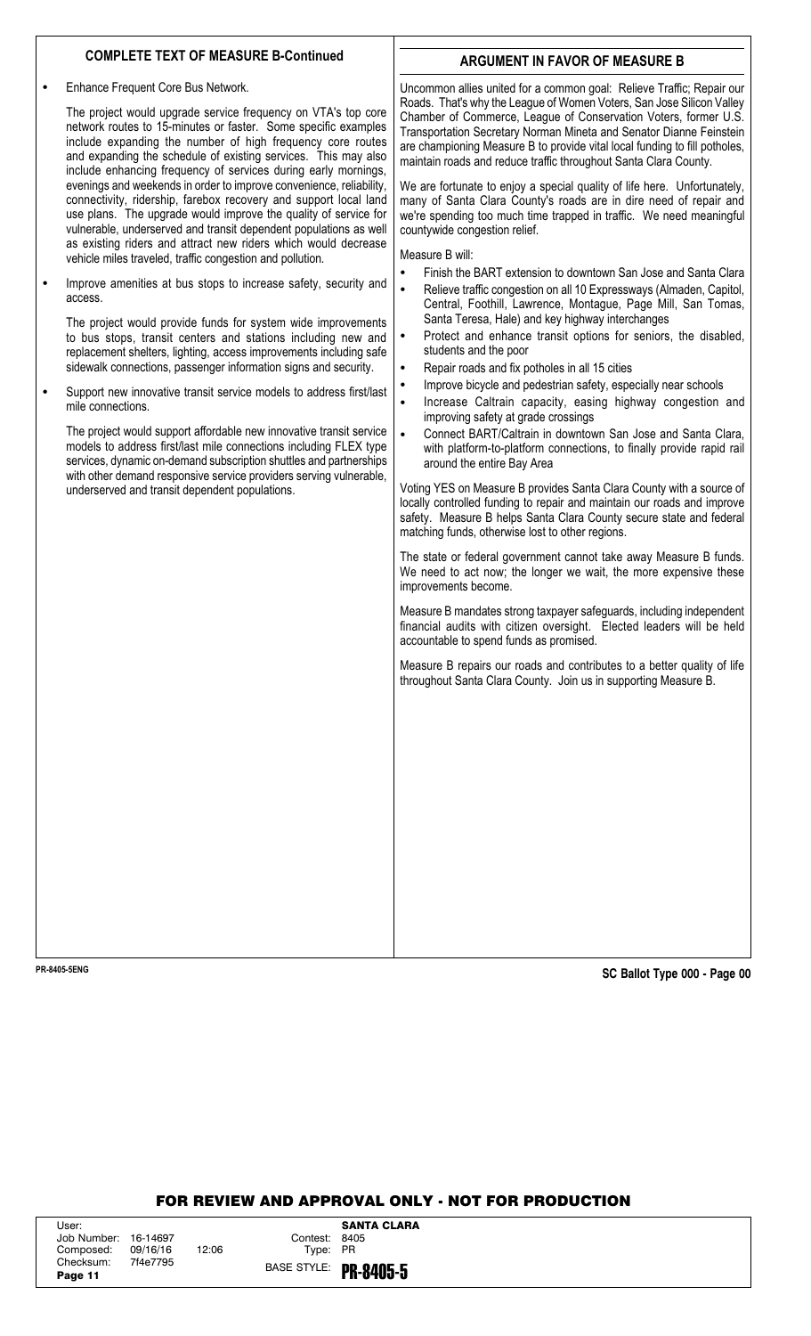## COMPLETE TEXT OF MEASURE B-Continued

- Enhance Frequent Core Bus Network.

  The project would upgrade service frequency on VTA's top core network routes to 15-minutes or faster. Some specific examples include expanding the number of high frequency core routes and expanding the schedule of existing services. This may also include enhancing frequency of services during early mornings, evenings and weekends in order to improve convenience, reliability, connectivity, ridership, farebox recovery and support local land use plans. The upgrade would improve the quality of service for vulnerable, underserved and transit dependent populations as well as existing riders and attract new riders which would decrease vehicle miles traveled, traffic congestion and pollution.

- Improve amenities at bus stops to increase safety, security and access.

  The project would provide funds for system wide improvements to bus stops, transit centers and stations including new and replacement shelters, lighting, access improvements including safe sidewalk connections, passenger information signs and security.

- Support new innovative transit service models to address first/last mile connections.

  The project would support affordable new innovative transit service models to address first/last mile connections including FLEX type services, dynamic on-demand subscription shuttles and partnerships with other demand responsive service providers serving vulnerable, underserved and transit dependent populations.

## ARGUMENT IN FAVOR OF MEASURE B

Uncommon allies united for a common goal: Relieve Traffic; Repair our Roads. That's why the League of Women Voters, San Jose Silicon Valley Chamber of Commerce, League of Conservation Voters, former U.S. Transportation Secretary Norman Mineta and Senator Dianne Feinstein are championing Measure B to provide vital local funding to fill potholes, maintain roads and reduce traffic throughout Santa Clara County.

We are fortunate to enjoy a special quality of life here. Unfortunately, many of Santa Clara County's roads are in dire need of repair and we're spending too much time trapped in traffic. We need meaningful countywide congestion relief.

Measure B will:

- Finish the BART extension to downtown San Jose and Santa Clara
- Relieve traffic congestion on all 10 Expressways (Almaden, Capitol, Central, Foothill, Lawrence, Montague, Page Mill, San Tomas, Santa Teresa, Hale) and key highway interchanges
- Protect and enhance transit options for seniors, the disabled, students and the poor
- Repair roads and fix potholes in all 15 cities
- Improve bicycle and pedestrian safety, especially near schools
- Increase Caltrain capacity, easing highway congestion and improving safety at grade crossings
- Connect BART/Caltrain in downtown San Jose and Santa Clara, with platform-to-platform connections, to finally provide rapid rail around the entire Bay Area

Voting YES on Measure B provides Santa Clara County with a source of locally controlled funding to repair and maintain our roads and improve safety. Measure B helps Santa Clara County secure state and federal matching funds, otherwise lost to other regions.

The state or federal government cannot take away Measure B funds. We need to act now; the longer we wait, the more expensive these improvements become.

Measure B mandates strong taxpayer safeguards, including independent financial audits with citizen oversight. Elected leaders will be held accountable to spend funds as promised.

Measure B repairs our roads and contributes to a better quality of life throughout Santa Clara County. Join us in supporting Measure B.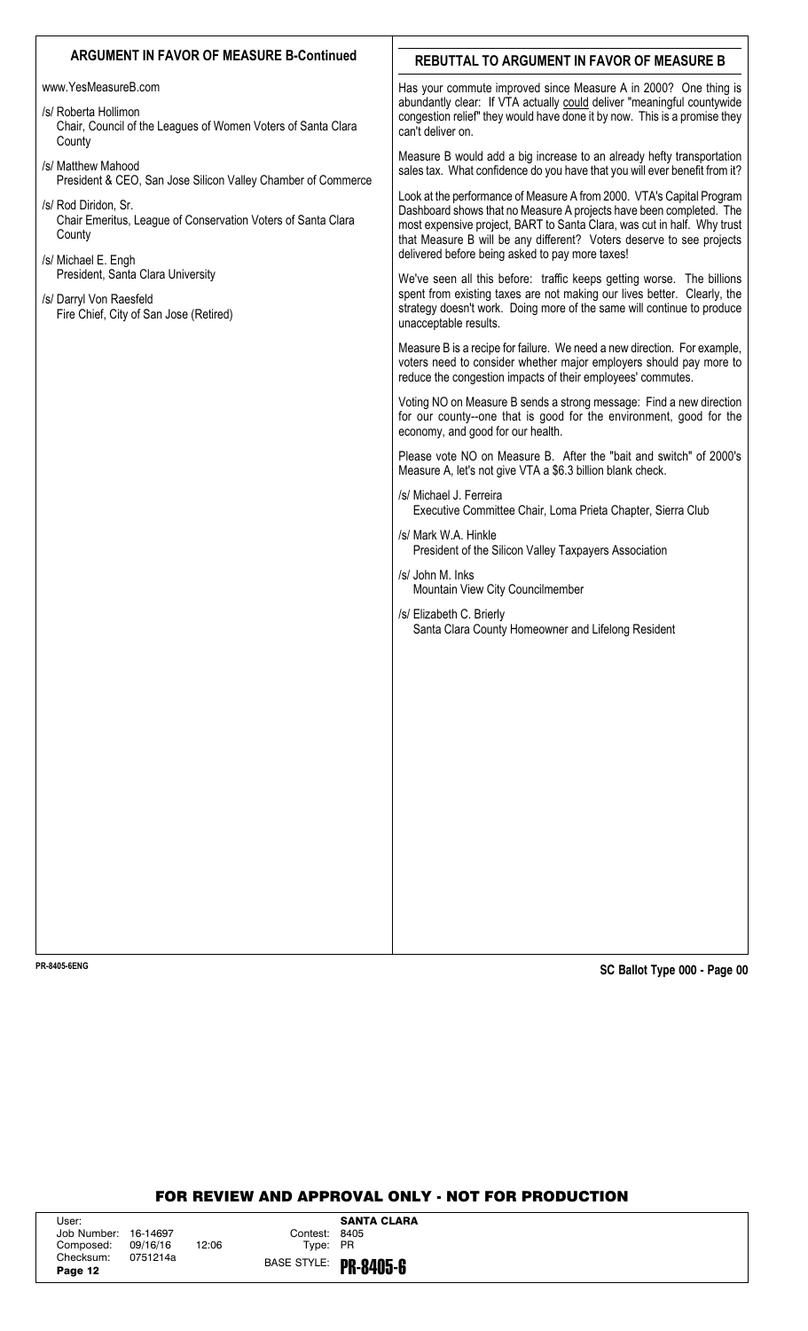## ARGUMENT IN FAVOR OF MEASURE B-Continued

www.YesMeasureB.com

/s/ Roberta Hollimon
Chair, Council of the Leagues of Women Voters of Santa Clara County

/s/ Matthew Mahood
President & CEO, San Jose Silicon Valley Chamber of Commerce

/s/ Rod Diridon, Sr.
Chair Emeritus, League of Conservation Voters of Santa Clara County

/s/ Michael E. Engh
President, Santa Clara University

/s/ Darryl Von Raesfeld
Fire Chief, City of San Jose (Retired)

## REBUTTAL TO ARGUMENT IN FAVOR OF MEASURE B

Has your commute improved since Measure A in 2000? One thing is abundantly clear: If VTA actually could deliver "meaningful countywide congestion relief" they would have done it by now. This is a promise they can't deliver on.

Measure B would add a big increase to an already hefty transportation sales tax. What confidence do you have that you will ever benefit from it?

Look at the performance of Measure A from 2000. VTA's Capital Program Dashboard shows that no Measure A projects have been completed. The most expensive project, BART to Santa Clara, was cut in half. Why trust that Measure B will be any different? Voters deserve to see projects delivered before being asked to pay more taxes!

We've seen all this before: traffic keeps getting worse. The billions spent from existing taxes are not making our lives better. Clearly, the strategy doesn't work. Doing more of the same will continue to produce unacceptable results.

Measure B is a recipe for failure. We need a new direction. For example, voters need to consider whether major employers should pay more to reduce the congestion impacts of their employees' commutes.

Voting NO on Measure B sends a strong message: Find a new direction for our county--one that is good for the environment, good for the economy, and good for our health.

Please vote NO on Measure B. After the "bait and switch" of 2000's Measure A, let's not give VTA a $6.3 billion blank check.

/s/ Michael J. Ferreira
Executive Committee Chair, Loma Prieta Chapter, Sierra Club

/s/ Mark W.A. Hinkle
President of the Silicon Valley Taxpayers Association

/s/ John M. Inks
Mountain View City Councilmember

/s/ Elizabeth C. Brierly
Santa Clara County Homeowner and Lifelong Resident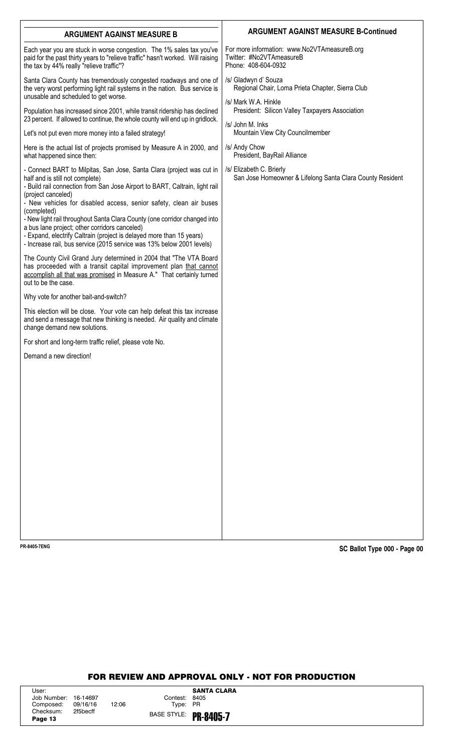## ARGUMENT AGAINST MEASURE B

Each year you are stuck in worse congestion. The 1% sales tax you've paid for the past thirty years to "relieve traffic" hasn't worked. Will raising the tax by 44% really "relieve traffic"?

Santa Clara County has tremendously congested roadways and one of the very worst performing light rail systems in the nation. Bus service is unusable and scheduled to get worse.

Population has increased since 2001, while transit ridership has declined 23 percent. If allowed to continue, the whole county will end up in gridlock.

Let's not put even more money into a failed strategy!

Here is the actual list of projects promised by Measure A in 2000, and what happened since then:

- Connect BART to Milpitas, San Jose, Santa Clara (project was cut in half and is still not complete)
- Build rail connection from San Jose Airport to BART, Caltrain, light rail (project canceled)
- New vehicles for disabled access, senior safety, clean air buses (completed)
- New light rail throughout Santa Clara County (one corridor changed into a bus lane project; other corridors canceled)
- Expand, electrify Caltrain (project is delayed more than 15 years)
- Increase rail, bus service (2015 service was 13% below 2001 levels)

The County Civil Grand Jury determined in 2004 that "The VTA Board has proceeded with a transit capital improvement plan <u>that cannot accomplish all that was promised</u> in Measure A." That certainly turned out to be the case.

Why vote for another bait-and-switch?

This election will be close. Your vote can help defeat this tax increase and send a message that new thinking is needed. Air quality and climate change demand new solutions.

For short and long-term traffic relief, please vote No.

Demand a new direction!

## ARGUMENT AGAINST MEASURE B-Continued

For more information: www.No2VTAmeasureB.org
Twitter: #No2VTAmeasureB
Phone: 408-604-0932

/s/ Gladwyn d' Souza
Regional Chair, Loma Prieta Chapter, Sierra Club

/s/ Mark W.A. Hinkle
President: Silicon Valley Taxpayers Association

/s/ John M. Inks
Mountain View City Councilmember

/s/ Andy Chow
President, BayRail Alliance

/s/ Elizabeth C. Brierly
San Jose Homeowner & Lifelong Santa Clara County Resident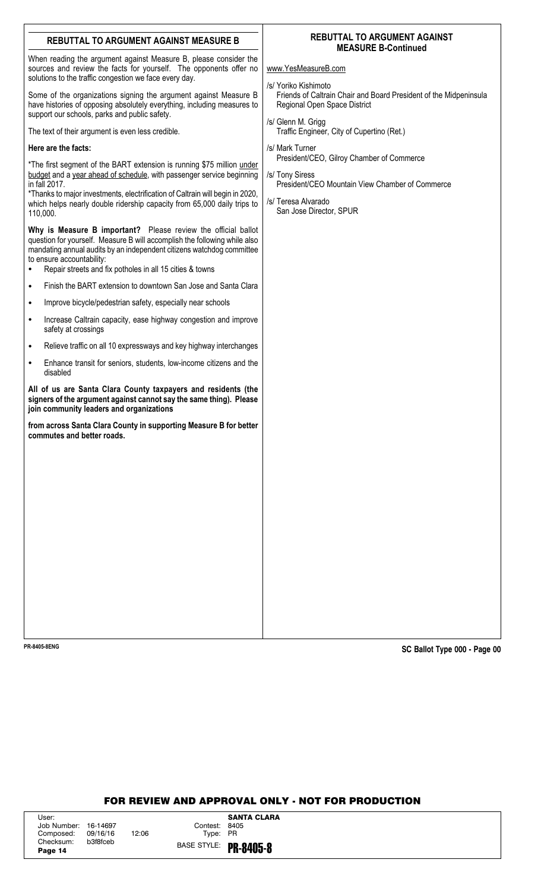## REBUTTAL TO ARGUMENT AGAINST MEASURE B

When reading the argument against Measure B, please consider the sources and review the facts for yourself. The opponents offer no solutions to the traffic congestion we face every day.

Some of the organizations signing the argument against Measure B have histories of opposing absolutely everything, including measures to support our schools, parks and public safety.

The text of their argument is even less credible.

**Here are the facts:**

*The first segment of the BART extension is running $75 million under budget and a year ahead of schedule, with passenger service beginning in fall 2017.

*Thanks to major investments, electrification of Caltrain will begin in 2020, which helps nearly double ridership capacity from 65,000 daily trips to 110,000.

**Why is Measure B important?** Please review the official ballot question for yourself. Measure B will accomplish the following while also mandating annual audits by an independent citizens watchdog committee to ensure accountability:

- Repair streets and fix potholes in all 15 cities & towns
- Finish the BART extension to downtown San Jose and Santa Clara
- Improve bicycle/pedestrian safety, especially near schools
- Increase Caltrain capacity, ease highway congestion and improve safety at crossings
- Relieve traffic on all 10 expressways and key highway interchanges
- Enhance transit for seniors, students, low-income citizens and the disabled

**All of us are Santa Clara County taxpayers and residents (the signers of the argument against cannot say the same thing). Please join community leaders and organizations**

**from across Santa Clara County in supporting Measure B for better commutes and better roads.**

## REBUTTAL TO ARGUMENT AGAINST MEASURE B-Continued

www.YesMeasureB.com

/s/ Yoriko Kishimoto
Friends of Caltrain Chair and Board President of the Midpeninsula Regional Open Space District

/s/ Glenn M. Grigg
Traffic Engineer, City of Cupertino (Ret.)

/s/ Mark Turner
President/CEO, Gilroy Chamber of Commerce

/s/ Tony Siress
President/CEO Mountain View Chamber of Commerce

/s/ Teresa Alvarado
San Jose Director, SPUR